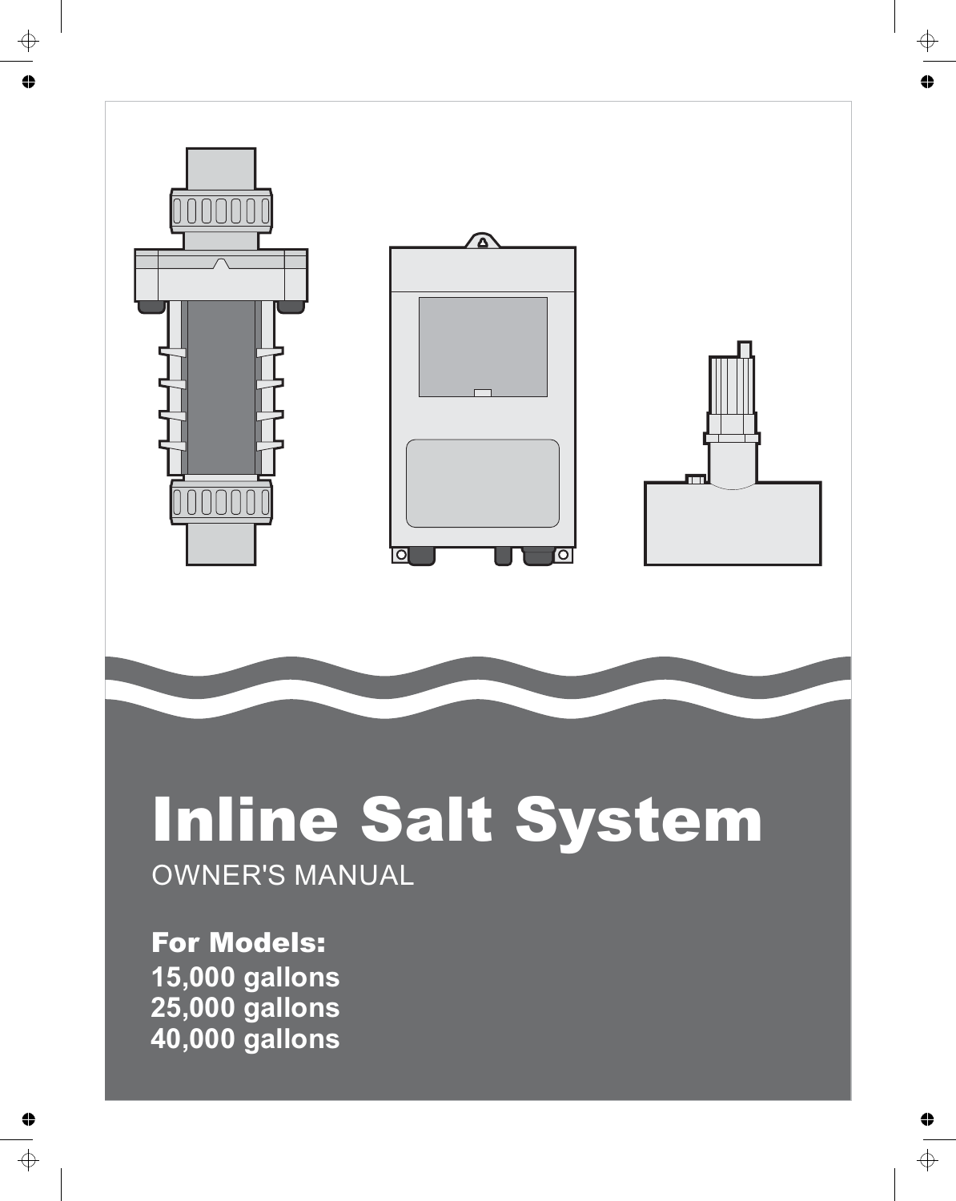# Inline Salt System

OWNER'S MANUAL

**For Models:**

**15,000 gallons**
**25,000 gallons**
**40,000 gallons**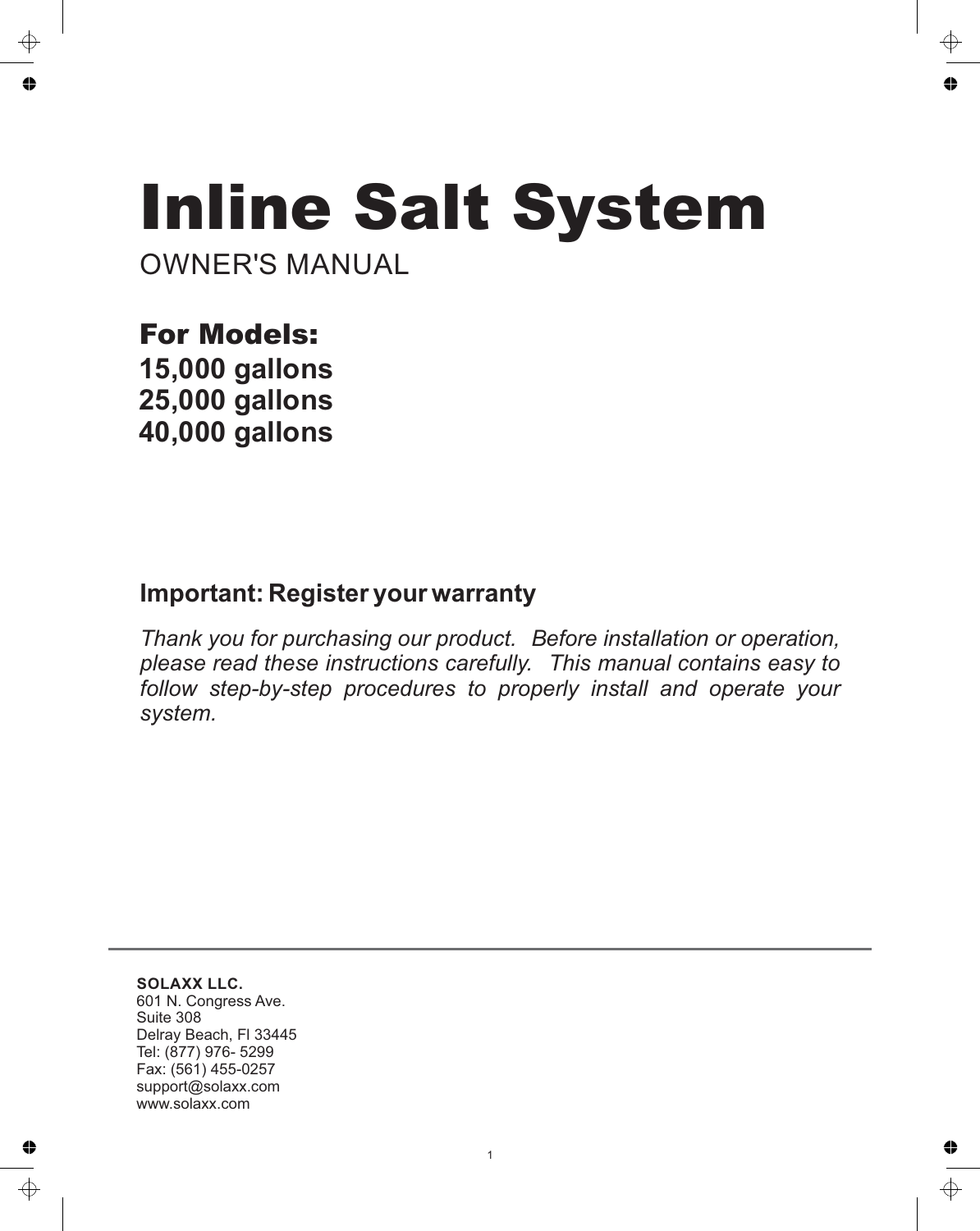# Inline Salt System

OWNER'S MANUAL

## For Models:

**15,000 gallons**
**25,000 gallons**
**40,000 gallons**

### Important: Register your warranty

*Thank you for purchasing our product. Before installation or operation, please read these instructions carefully. This manual contains easy to follow step-by-step procedures to properly install and operate your system.*

---

**SOLAXX LLC.**
601 N. Congress Ave.
Suite 308
Delray Beach, Fl 33445
Tel: (877) 976- 5299
Fax: (561) 455-0257
support@solaxx.com
www.solaxx.com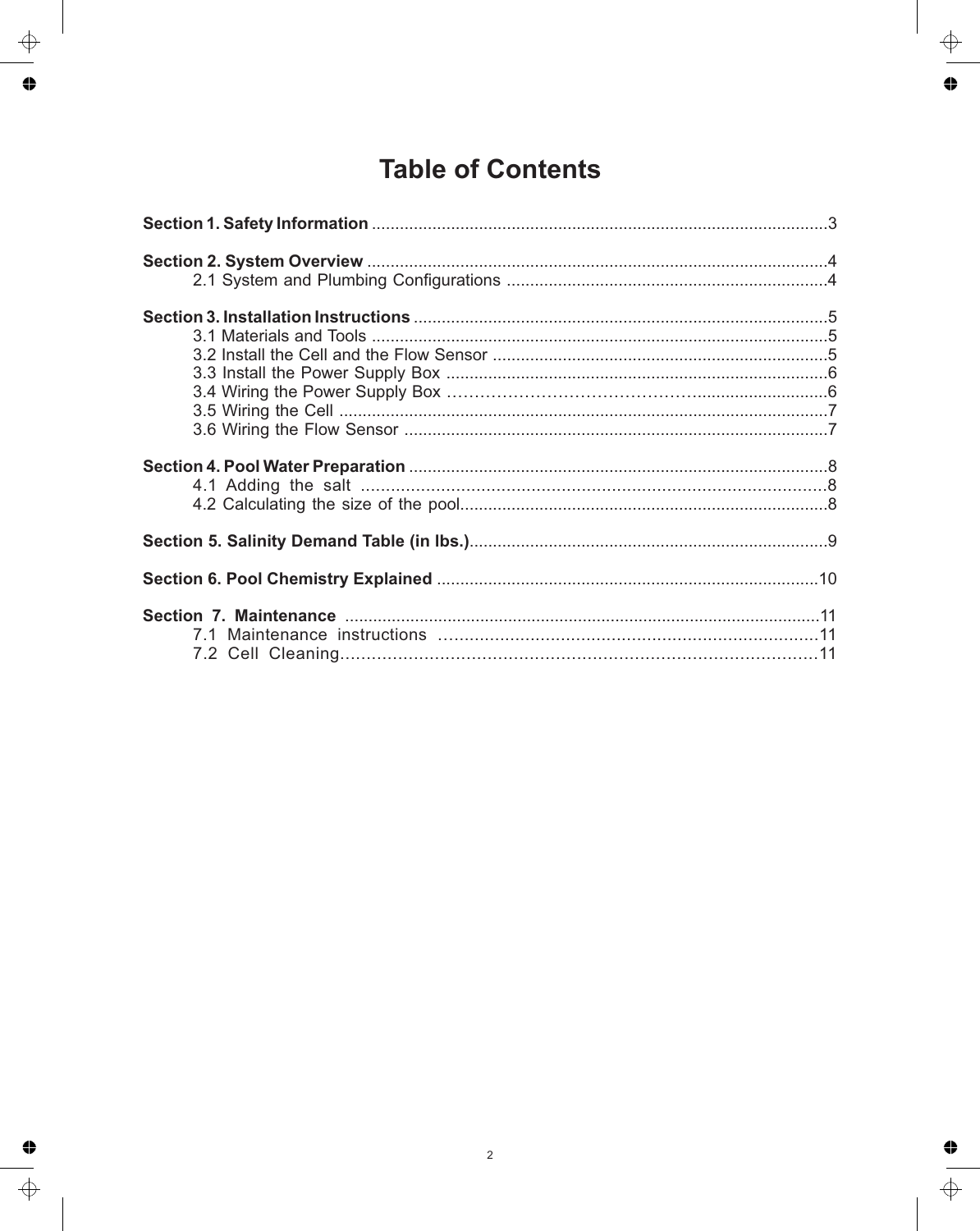# Table of Contents

**Section 1. Safety Information** .................................................................................................3

**Section 2. System Overview** ..................................................................................................4
- 2.1 System and Plumbing Configurations ....................................................................4

**Section 3. Installation Instructions** .........................................................................................5
- 3.1 Materials and Tools ..................................................................................................5
- 3.2 Install the Cell and the Flow Sensor ........................................................................5
- 3.3 Install the Power Supply Box ..................................................................................6
- 3.4 Wiring the Power Supply Box ..................................................................................6
- 3.5 Wiring the Cell .........................................................................................................7
- 3.6 Wiring the Flow Sensor ...........................................................................................7

**Section 4. Pool Water Preparation** ..........................................................................................8
- 4.1 Adding the salt ..........................................................................................................8
- 4.2 Calculating the size of the pool..................................................................................8

**Section 5. Salinity Demand Table (in lbs.)**..............................................................................9

**Section 6. Pool Chemistry Explained** ..................................................................................10

**Section 7. Maintenance** .......................................................................................................11
- 7.1 Maintenance instructions ...........................................................................11
- 7.2 Cell Cleaning.............................................................................................11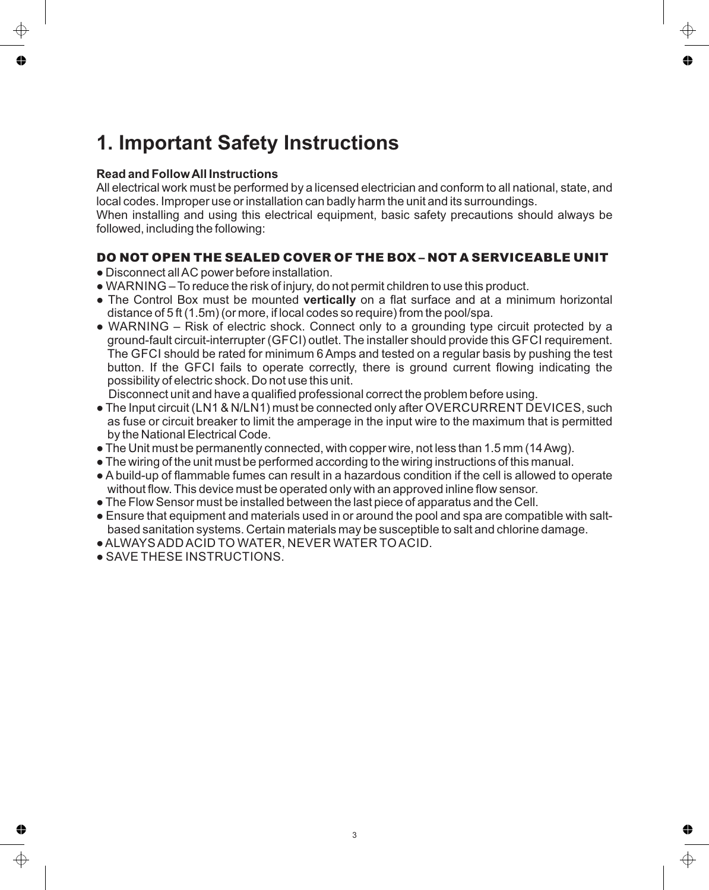# 1. Important Safety Instructions

**Read and Follow All Instructions**

All electrical work must be performed by a licensed electrician and conform to all national, state, and local codes. Improper use or installation can badly harm the unit and its surroundings.

When installing and using this electrical equipment, basic safety precautions should always be followed, including the following:

**DO NOT OPEN THE SEALED COVER OF THE BOX – NOT A SERVICEABLE UNIT**

- Disconnect all AC power before installation.
- WARNING – To reduce the risk of injury, do not permit children to use this product.
- The Control Box must be mounted **vertically** on a flat surface and at a minimum horizontal distance of 5 ft (1.5m) (or more, if local codes so require) from the pool/spa.
- WARNING – Risk of electric shock. Connect only to a grounding type circuit protected by a ground-fault circuit-interrupter (GFCI) outlet. The installer should provide this GFCI requirement. The GFCI should be rated for minimum 6 Amps and tested on a regular basis by pushing the test button. If the GFCI fails to operate correctly, there is ground current flowing indicating the possibility of electric shock. Do not use this unit.
  Disconnect unit and have a qualified professional correct the problem before using.
- The Input circuit (LN1 & N/LN1) must be connected only after OVERCURRENT DEVICES, such as fuse or circuit breaker to limit the amperage in the input wire to the maximum that is permitted by the National Electrical Code.
- The Unit must be permanently connected, with copper wire, not less than 1.5 mm (14 Awg).
- The wiring of the unit must be performed according to the wiring instructions of this manual.
- A build-up of flammable fumes can result in a hazardous condition if the cell is allowed to operate without flow. This device must be operated only with an approved inline flow sensor.
- The Flow Sensor must be installed between the last piece of apparatus and the Cell.
- Ensure that equipment and materials used in or around the pool and spa are compatible with salt-based sanitation systems. Certain materials may be susceptible to salt and chlorine damage.
- ALWAYS ADD ACID TO WATER, NEVER WATER TO ACID.
- SAVE THESE INSTRUCTIONS.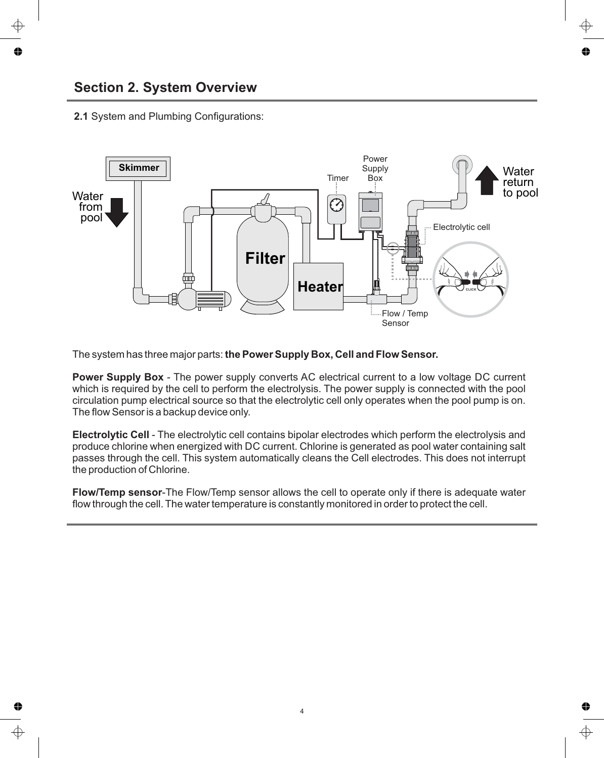## Section 2. System Overview

**2.1** System and Plumbing Configurations:

Skimmer

Water from pool

Filter

Heater

Timer

Power Supply Box

Water return to pool

Electrolytic cell

CLICK

Flow / Temp Sensor

The system has three major parts: **the Power Supply Box, Cell and Flow Sensor.**

**Power Supply Box** - The power supply converts AC electrical current to a low voltage DC current which is required by the cell to perform the electrolysis. The power supply is connected with the pool circulation pump electrical source so that the electrolytic cell only operates when the pool pump is on. The flow Sensor is a backup device only.

**Electrolytic Cell** - The electrolytic cell contains bipolar electrodes which perform the electrolysis and produce chlorine when energized with DC current. Chlorine is generated as pool water containing salt passes through the cell. This system automatically cleans the Cell electrodes. This does not interrupt the production of Chlorine.

**Flow/Temp sensor**-The Flow/Temp sensor allows the cell to operate only if there is adequate water flow through the cell. The water temperature is constantly monitored in order to protect the cell.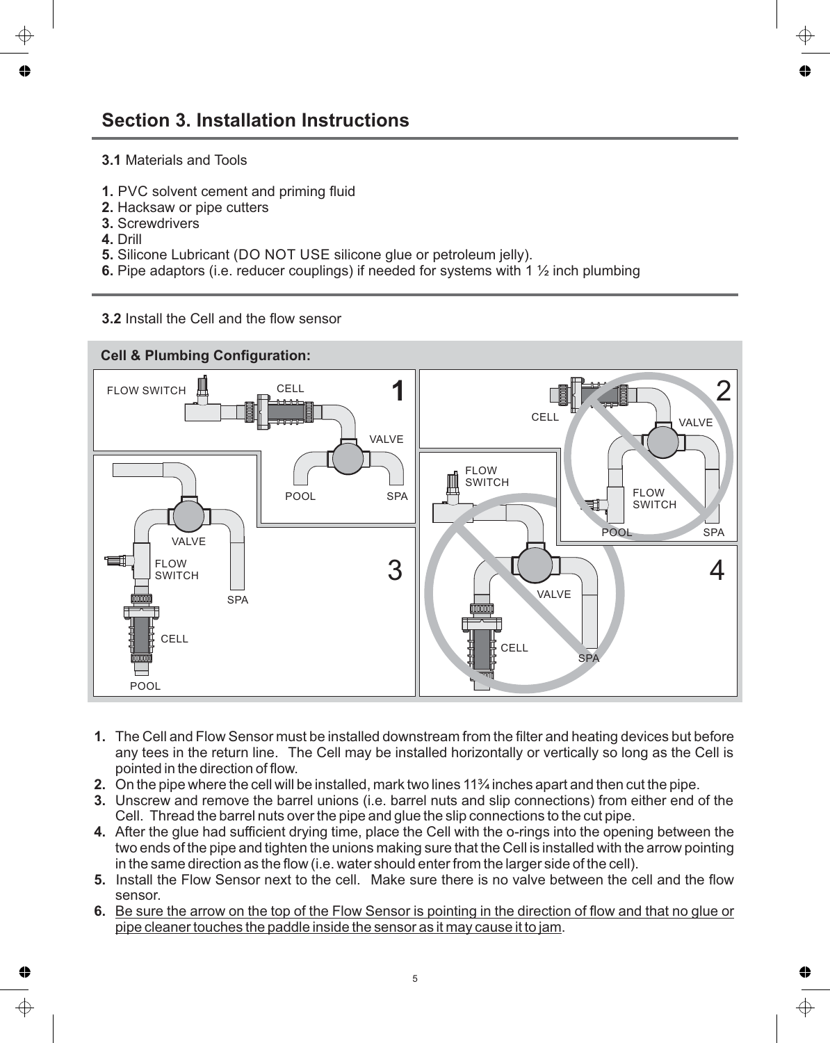## Section 3. Installation Instructions

**3.1** Materials and Tools

**1.** PVC solvent cement and priming fluid
**2.** Hacksaw or pipe cutters
**3.** Screwdrivers
**4.** Drill
**5.** Silicone Lubricant (DO NOT USE silicone glue or petroleum jelly).
**6.** Pipe adaptors (i.e. reducer couplings) if needed for systems with 1 ½ inch plumbing

**3.2** Install the Cell and the flow sensor

**Cell & Plumbing Configuration:**

1. The Cell and Flow Sensor must be installed downstream from the filter and heating devices but before any tees in the return line. The Cell may be installed horizontally or vertically so long as the Cell is pointed in the direction of flow.
2. On the pipe where the cell will be installed, mark two lines 11¾ inches apart and then cut the pipe.
3. Unscrew and remove the barrel unions (i.e. barrel nuts and slip connections) from either end of the Cell. Thread the barrel nuts over the pipe and glue the slip connections to the cut pipe.
4. After the glue had sufficient drying time, place the Cell with the o-rings into the opening between the two ends of the pipe and tighten the unions making sure that the Cell is installed with the arrow pointing in the same direction as the flow (i.e. water should enter from the larger side of the cell).
5. Install the Flow Sensor next to the cell. Make sure there is no valve between the cell and the flow sensor.
6. <u>Be sure the arrow on the top of the Flow Sensor is pointing in the direction of flow and that no glue or pipe cleaner touches the paddle inside the sensor as it may cause it to jam</u>.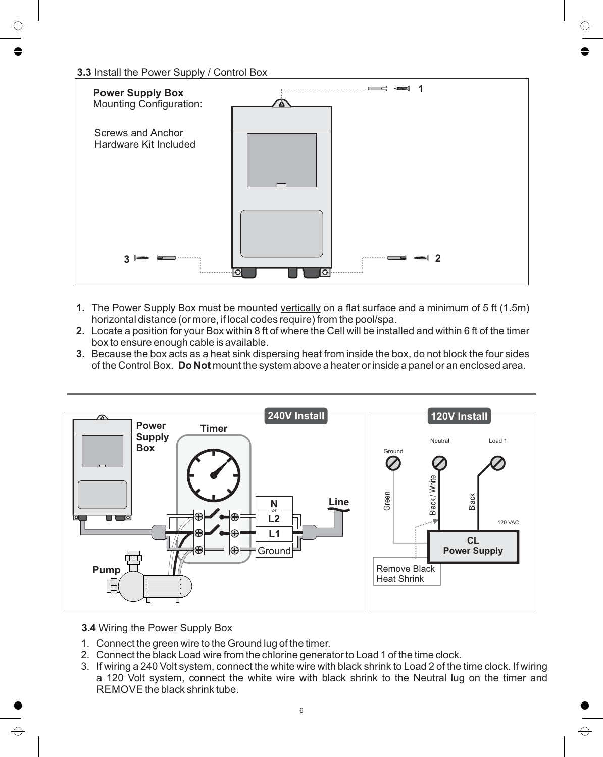**3.3** Install the Power Supply / Control Box

**Power Supply Box**
Mounting Configuration:

Screws and Anchor
Hardware Kit Included

1. The Power Supply Box must be mounted vertically on a flat surface and a minimum of 5 ft (1.5m) horizontal distance (or more, if local codes require) from the pool/spa.
2. Locate a position for your Box within 8 ft of where the Cell will be installed and within 6 ft of the timer box to ensure enough cable is available.
3. Because the box acts as a heat sink dispersing heat from inside the box, do not block the four sides of the Control Box. **Do Not** mount the system above a heater or inside a panel or an enclosed area.

**3.4** Wiring the Power Supply Box

1. Connect the green wire to the Ground lug of the timer.
2. Connect the black Load wire from the chlorine generator to Load 1 of the time clock.
3. If wiring a 240 Volt system, connect the white wire with black shrink to Load 2 of the time clock. If wiring a 120 Volt system, connect the white wire with black shrink to the Neutral lug on the timer and REMOVE the black shrink tube.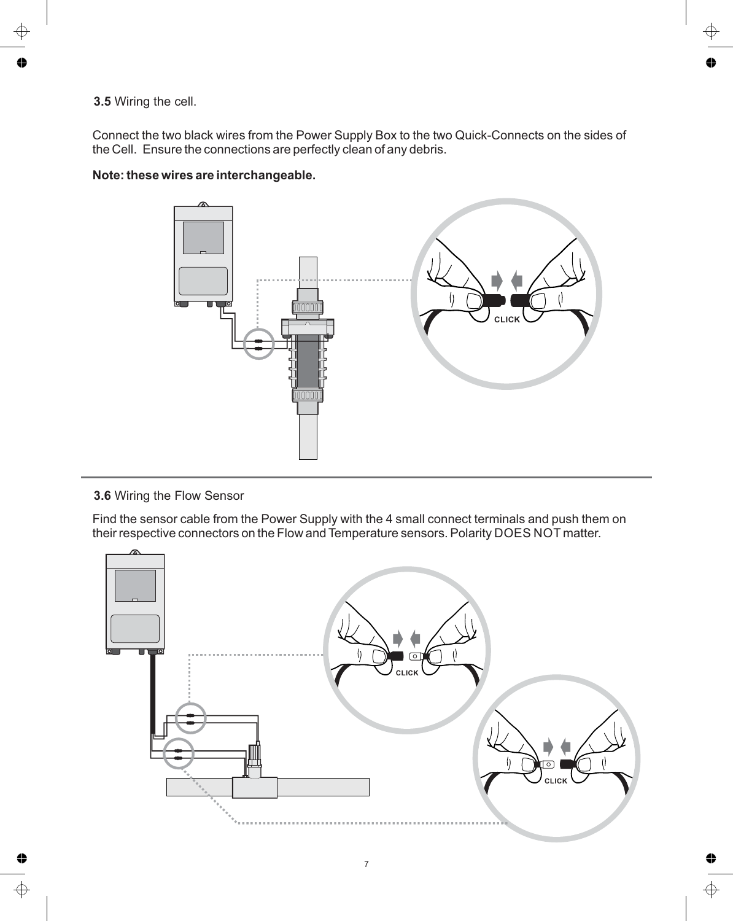**3.5** Wiring the cell.

Connect the two black wires from the Power Supply Box to the two Quick-Connects on the sides of the Cell. Ensure the connections are perfectly clean of any debris.

**Note: these wires are interchangeable.**

**3.6** Wiring the Flow Sensor

Find the sensor cable from the Power Supply with the 4 small connect terminals and push them on their respective connectors on the Flow and Temperature sensors. Polarity DOES NOT matter.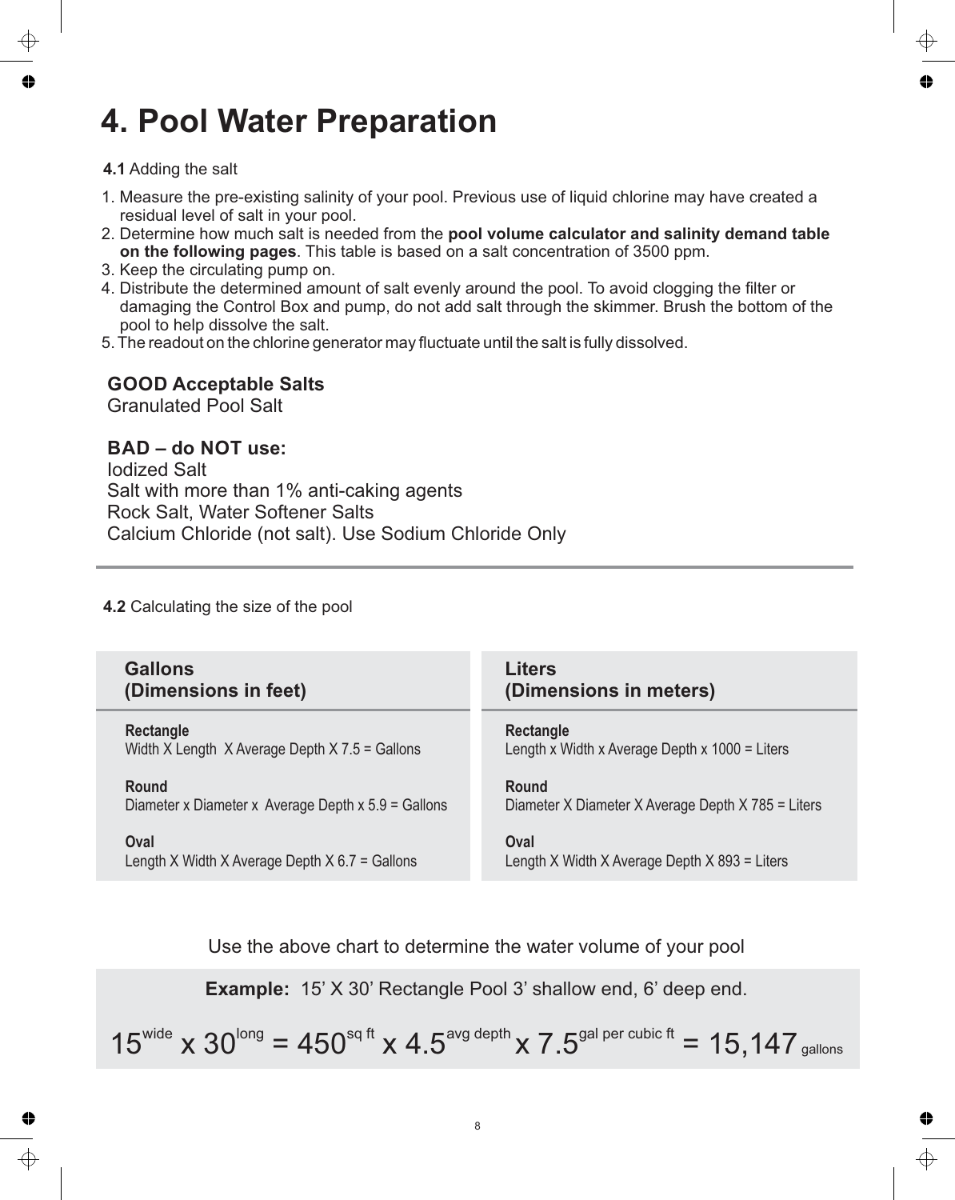# 4. Pool Water Preparation

**4.1** Adding the salt

1. Measure the pre-existing salinity of your pool. Previous use of liquid chlorine may have created a residual level of salt in your pool.
2. Determine how much salt is needed from the **pool volume calculator and salinity demand table on the following pages**. This table is based on a salt concentration of 3500 ppm.
3. Keep the circulating pump on.
4. Distribute the determined amount of salt evenly around the pool. To avoid clogging the filter or damaging the Control Box and pump, do not add salt through the skimmer. Brush the bottom of the pool to help dissolve the salt.
5. The readout on the chlorine generator may fluctuate until the salt is fully dissolved.

**GOOD Acceptable Salts**
Granulated Pool Salt

**BAD – do NOT use:**
Iodized Salt
Salt with more than 1% anti-caking agents
Rock Salt, Water Softener Salts
Calcium Chloride (not salt). Use Sodium Chloride Only

---

**4.2** Calculating the size of the pool

| Gallons (Dimensions in feet) | Liters (Dimensions in meters) |
|---|---|
| **Rectangle**<br>Width X Length X Average Depth X 7.5 = Gallons | **Rectangle**<br>Length x Width x Average Depth x 1000 = Liters |
| **Round**<br>Diameter x Diameter x Average Depth x 5.9 = Gallons | **Round**<br>Diameter X Diameter X Average Depth X 785 = Liters |
| **Oval**<br>Length X Width X Average Depth X 6.7 = Gallons | **Oval**<br>Length X Width X Average Depth X 893 = Liters |

Use the above chart to determine the water volume of your pool

**Example:** 15' X 30' Rectangle Pool 3' shallow end, 6' deep end.

$$15^{\text{wide}} \times 30^{\text{long}} = 450^{\text{sq ft}} \times 4.5^{\text{avg depth}} \times 7.5^{\text{gal per cubic ft}} = 15{,}147_{\text{gallons}}$$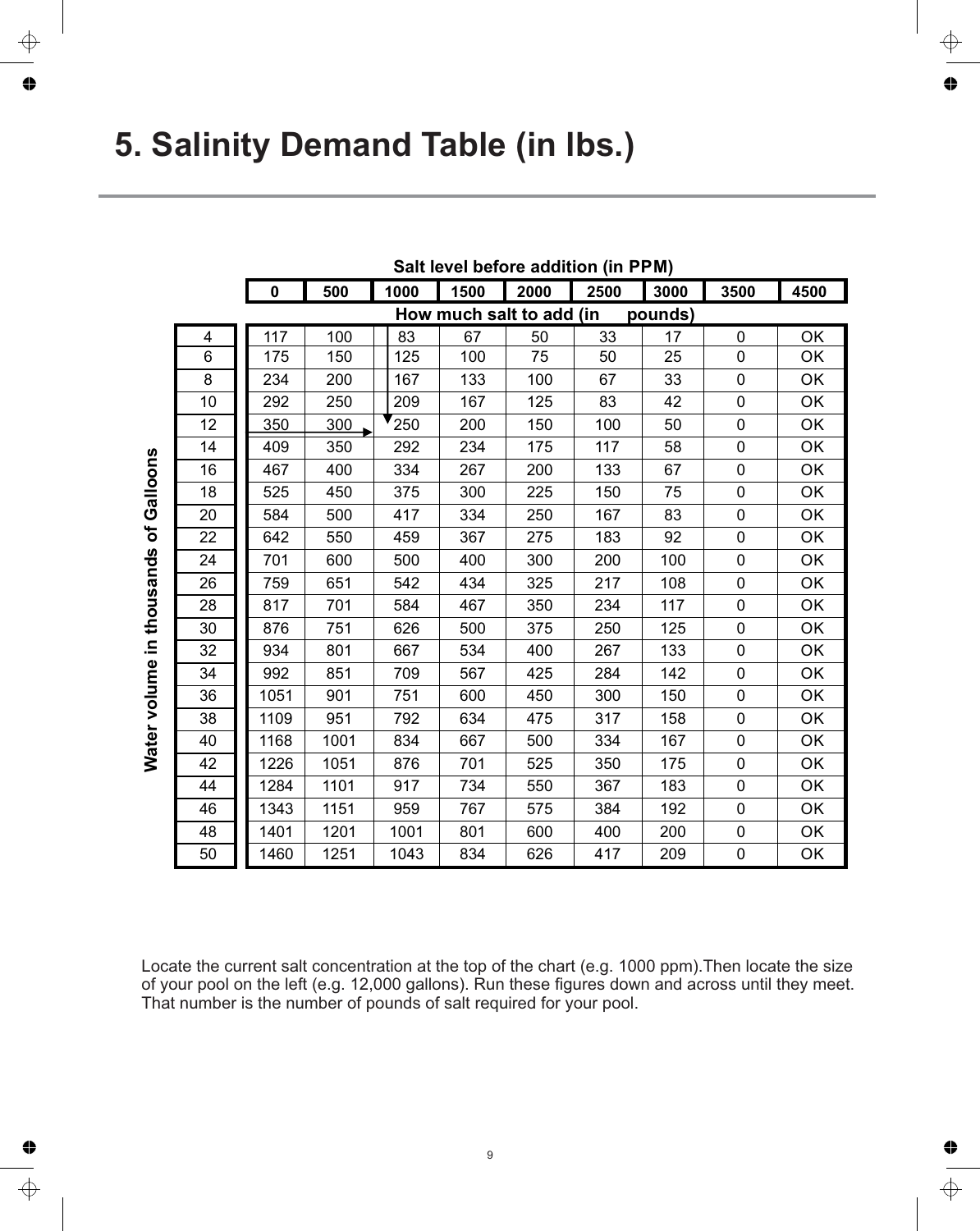# 5. Salinity Demand Table (in lbs.)

| Water volume in thousands of Gallons | Salt level before addition (in PPM) | | | | | | | | |
|---|---|---|---|---|---|---|---|---|---|
| | 0 | 500 | 1000 | 1500 | 2000 | 2500 | 3000 | 3500 | 4500 |
| | How much salt to add (in pounds) | | | | | | | | |
| 4 | 117 | 100 | 83 | 67 | 50 | 33 | 17 | 0 | OK |
| 6 | 175 | 150 | 125 | 100 | 75 | 50 | 25 | 0 | OK |
| 8 | 234 | 200 | 167 | 133 | 100 | 67 | 33 | 0 | OK |
| 10 | 292 | 250 | 209 | 167 | 125 | 83 | 42 | 0 | OK |
| 12 | 350 | 300 | 250 | 200 | 150 | 100 | 50 | 0 | OK |
| 14 | 409 | 350 | 292 | 234 | 175 | 117 | 58 | 0 | OK |
| 16 | 467 | 400 | 334 | 267 | 200 | 133 | 67 | 0 | OK |
| 18 | 525 | 450 | 375 | 300 | 225 | 150 | 75 | 0 | OK |
| 20 | 584 | 500 | 417 | 334 | 250 | 167 | 83 | 0 | OK |
| 22 | 642 | 550 | 459 | 367 | 275 | 183 | 92 | 0 | OK |
| 24 | 701 | 600 | 500 | 400 | 300 | 200 | 100 | 0 | OK |
| 26 | 759 | 651 | 542 | 434 | 325 | 217 | 108 | 0 | OK |
| 28 | 817 | 701 | 584 | 467 | 350 | 234 | 117 | 0 | OK |
| 30 | 876 | 751 | 626 | 500 | 375 | 250 | 125 | 0 | OK |
| 32 | 934 | 801 | 667 | 534 | 400 | 267 | 133 | 0 | OK |
| 34 | 992 | 851 | 709 | 567 | 425 | 284 | 142 | 0 | OK |
| 36 | 1051 | 901 | 751 | 600 | 450 | 300 | 150 | 0 | OK |
| 38 | 1109 | 951 | 792 | 634 | 475 | 317 | 158 | 0 | OK |
| 40 | 1168 | 1001 | 834 | 667 | 500 | 334 | 167 | 0 | OK |
| 42 | 1226 | 1051 | 876 | 701 | 525 | 350 | 175 | 0 | OK |
| 44 | 1284 | 1101 | 917 | 734 | 550 | 367 | 183 | 0 | OK |
| 46 | 1343 | 1151 | 959 | 767 | 575 | 384 | 192 | 0 | OK |
| 48 | 1401 | 1201 | 1001 | 801 | 600 | 400 | 200 | 0 | OK |
| 50 | 1460 | 1251 | 1043 | 834 | 626 | 417 | 209 | 0 | OK |

Locate the current salt concentration at the top of the chart (e.g. 1000 ppm).Then locate the size of your pool on the left (e.g. 12,000 gallons). Run these figures down and across until they meet. That number is the number of pounds of salt required for your pool.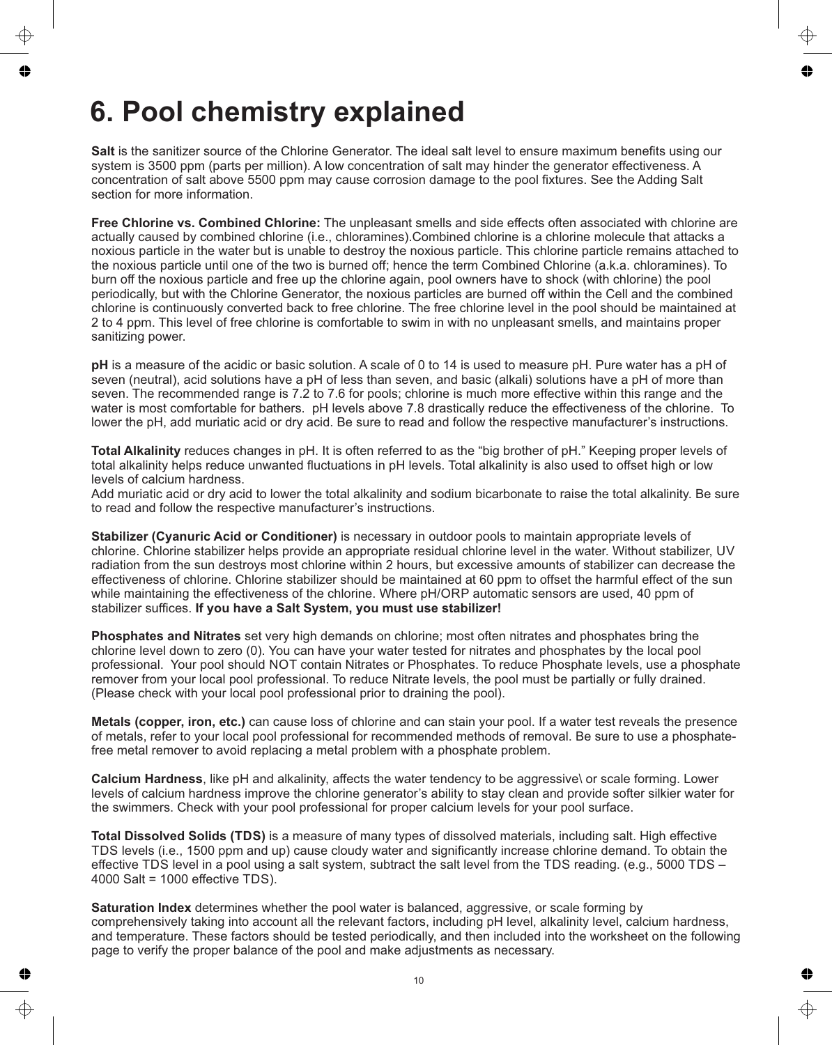# 6. Pool chemistry explained

**Salt** is the sanitizer source of the Chlorine Generator. The ideal salt level to ensure maximum benefits using our system is 3500 ppm (parts per million). A low concentration of salt may hinder the generator effectiveness. A concentration of salt above 5500 ppm may cause corrosion damage to the pool fixtures. See the Adding Salt section for more information.

**Free Chlorine vs. Combined Chlorine:** The unpleasant smells and side effects often associated with chlorine are actually caused by combined chlorine (i.e., chloramines).Combined chlorine is a chlorine molecule that attacks a noxious particle in the water but is unable to destroy the noxious particle. This chlorine particle remains attached to the noxious particle until one of the two is burned off; hence the term Combined Chlorine (a.k.a. chloramines). To burn off the noxious particle and free up the chlorine again, pool owners have to shock (with chlorine) the pool periodically, but with the Chlorine Generator, the noxious particles are burned off within the Cell and the combined chlorine is continuously converted back to free chlorine. The free chlorine level in the pool should be maintained at 2 to 4 ppm. This level of free chlorine is comfortable to swim in with no unpleasant smells, and maintains proper sanitizing power.

**pH** is a measure of the acidic or basic solution. A scale of 0 to 14 is used to measure pH. Pure water has a pH of seven (neutral), acid solutions have a pH of less than seven, and basic (alkali) solutions have a pH of more than seven. The recommended range is 7.2 to 7.6 for pools; chlorine is much more effective within this range and the water is most comfortable for bathers. pH levels above 7.8 drastically reduce the effectiveness of the chlorine. To lower the pH, add muriatic acid or dry acid. Be sure to read and follow the respective manufacturer's instructions.

**Total Alkalinity** reduces changes in pH. It is often referred to as the "big brother of pH." Keeping proper levels of total alkalinity helps reduce unwanted fluctuations in pH levels. Total alkalinity is also used to offset high or low levels of calcium hardness.
Add muriatic acid or dry acid to lower the total alkalinity and sodium bicarbonate to raise the total alkalinity. Be sure to read and follow the respective manufacturer's instructions.

**Stabilizer (Cyanuric Acid or Conditioner)** is necessary in outdoor pools to maintain appropriate levels of chlorine. Chlorine stabilizer helps provide an appropriate residual chlorine level in the water. Without stabilizer, UV radiation from the sun destroys most chlorine within 2 hours, but excessive amounts of stabilizer can decrease the effectiveness of chlorine. Chlorine stabilizer should be maintained at 60 ppm to offset the harmful effect of the sun while maintaining the effectiveness of the chlorine. Where pH/ORP automatic sensors are used, 40 ppm of stabilizer suffices. **If you have a Salt System, you must use stabilizer!**

**Phosphates and Nitrates** set very high demands on chlorine; most often nitrates and phosphates bring the chlorine level down to zero (0). You can have your water tested for nitrates and phosphates by the local pool professional. Your pool should NOT contain Nitrates or Phosphates. To reduce Phosphate levels, use a phosphate remover from your local pool professional. To reduce Nitrate levels, the pool must be partially or fully drained. (Please check with your local pool professional prior to draining the pool).

**Metals (copper, iron, etc.)** can cause loss of chlorine and can stain your pool. If a water test reveals the presence of metals, refer to your local pool professional for recommended methods of removal. Be sure to use a phosphate-free metal remover to avoid replacing a metal problem with a phosphate problem.

**Calcium Hardness**, like pH and alkalinity, affects the water tendency to be aggressive\ or scale forming. Lower levels of calcium hardness improve the chlorine generator's ability to stay clean and provide softer silkier water for the swimmers. Check with your pool professional for proper calcium levels for your pool surface.

**Total Dissolved Solids (TDS)** is a measure of many types of dissolved materials, including salt. High effective TDS levels (i.e., 1500 ppm and up) cause cloudy water and significantly increase chlorine demand. To obtain the effective TDS level in a pool using a salt system, subtract the salt level from the TDS reading. (e.g., 5000 TDS – 4000 Salt = 1000 effective TDS).

**Saturation Index** determines whether the pool water is balanced, aggressive, or scale forming by comprehensively taking into account all the relevant factors, including pH level, alkalinity level, calcium hardness, and temperature. These factors should be tested periodically, and then included into the worksheet on the following page to verify the proper balance of the pool and make adjustments as necessary.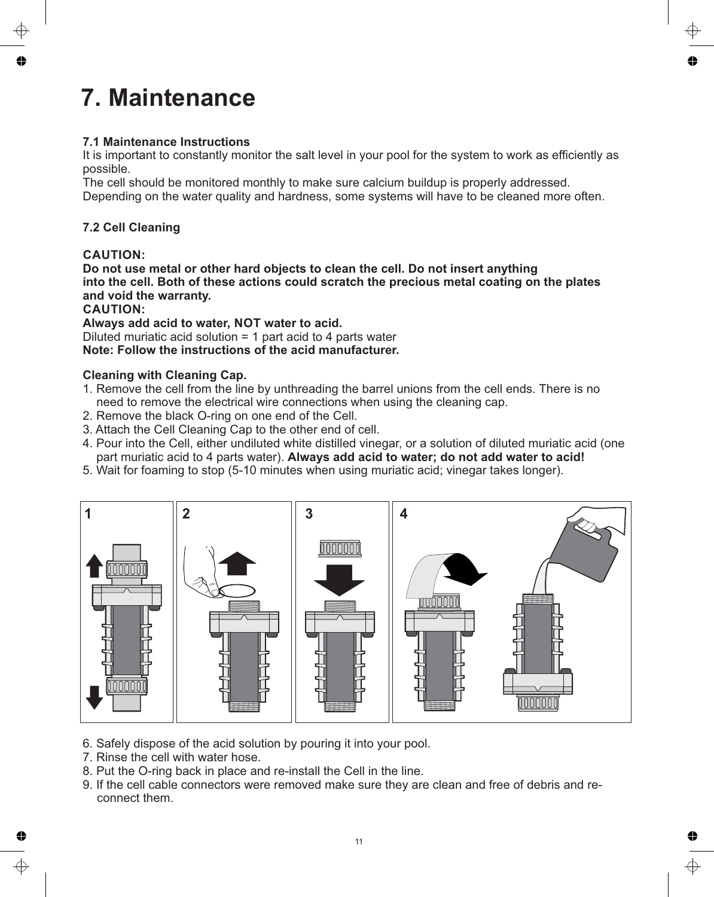# 7. Maintenance

### 7.1 Maintenance Instructions

It is important to constantly monitor the salt level in your pool for the system to work as efficiently as possible.

The cell should be monitored monthly to make sure calcium buildup is properly addressed.

Depending on the water quality and hardness, some systems will have to be cleaned more often.

### 7.2 Cell Cleaning

**CAUTION:**
**Do not use metal or other hard objects to clean the cell. Do not insert anything into the cell. Both of these actions could scratch the precious metal coating on the plates and void the warranty.**
**CAUTION:**
**Always add acid to water, NOT water to acid.**
Diluted muriatic acid solution = 1 part acid to 4 parts water
**Note: Follow the instructions of the acid manufacturer.**

**Cleaning with Cleaning Cap.**

1. Remove the cell from the line by unthreading the barrel unions from the cell ends. There is no need to remove the electrical wire connections when using the cleaning cap.
2. Remove the black O-ring on one end of the Cell.
3. Attach the Cell Cleaning Cap to the other end of cell.
4. Pour into the Cell, either undiluted white distilled vinegar, or a solution of diluted muriatic acid (one part muriatic acid to 4 parts water). **Always add acid to water; do not add water to acid!**
5. Wait for foaming to stop (5-10 minutes when using muriatic acid; vinegar takes longer).

1

2

3

4

6. Safely dispose of the acid solution by pouring it into your pool.
7. Rinse the cell with water hose.
8. Put the O-ring back in place and re-install the Cell in the line.
9. If the cell cable connectors were removed make sure they are clean and free of debris and re-connect them.